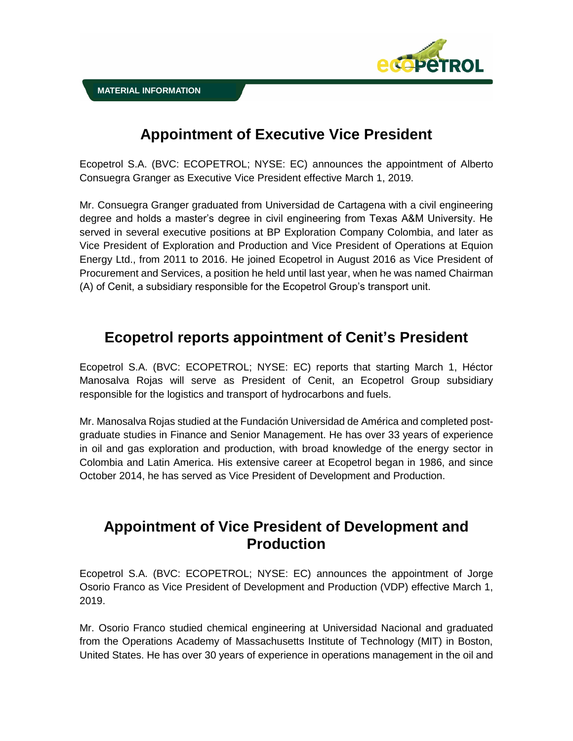MATERIAL INFORMATION

# Appointment of Executive Vice President

Ecopetrol S.A. (BVC: ECOPETROL; NYSE: EC) announces the appointment of Alberto Consuegra Granger as Executive Vice President effective March 1, 2019.

Mr. Consuegra Granger graduated from Universidad de Cartagena with a civil engineering degree and holds a master's degree in civil engineering from Texas A&M University. He served in several executive positions at BP Exploration Company Colombia, and later as Vice President of Exploration and Production and Vice President of Operations at Equion Energy Ltd., from 2011 to 2016. He joined Ecopetrol in August 2016 as Vice President of Procurement and Services, a position he held until last year, when he was named Chairman (A) of Cenit, a subsidiary responsible for the Ecopetrol Group's transport unit.

# Ecopetrol reports appointment of Cenit's President

Ecopetrol S.A. (BVC: ECOPETROL; NYSE: EC) reports that starting March 1, Héctor Manosalva Rojas will serve as President of Cenit, an Ecopetrol Group subsidiary responsible for the logistics and transport of hydrocarbons and fuels.

Mr. Manosalva Rojas studied at the Fundación Universidad de América and completed post-graduate studies in Finance and Senior Management. He has over 33 years of experience in oil and gas exploration and production, with broad knowledge of the energy sector in Colombia and Latin America. His extensive career at Ecopetrol began in 1986, and since October 2014, he has served as Vice President of Development and Production.

# Appointment of Vice President of Development and Production

Ecopetrol S.A. (BVC: ECOPETROL; NYSE: EC) announces the appointment of Jorge Osorio Franco as Vice President of Development and Production (VDP) effective March 1, 2019.

Mr. Osorio Franco studied chemical engineering at Universidad Nacional and graduated from the Operations Academy of Massachusetts Institute of Technology (MIT) in Boston, United States. He has over 30 years of experience in operations management in the oil and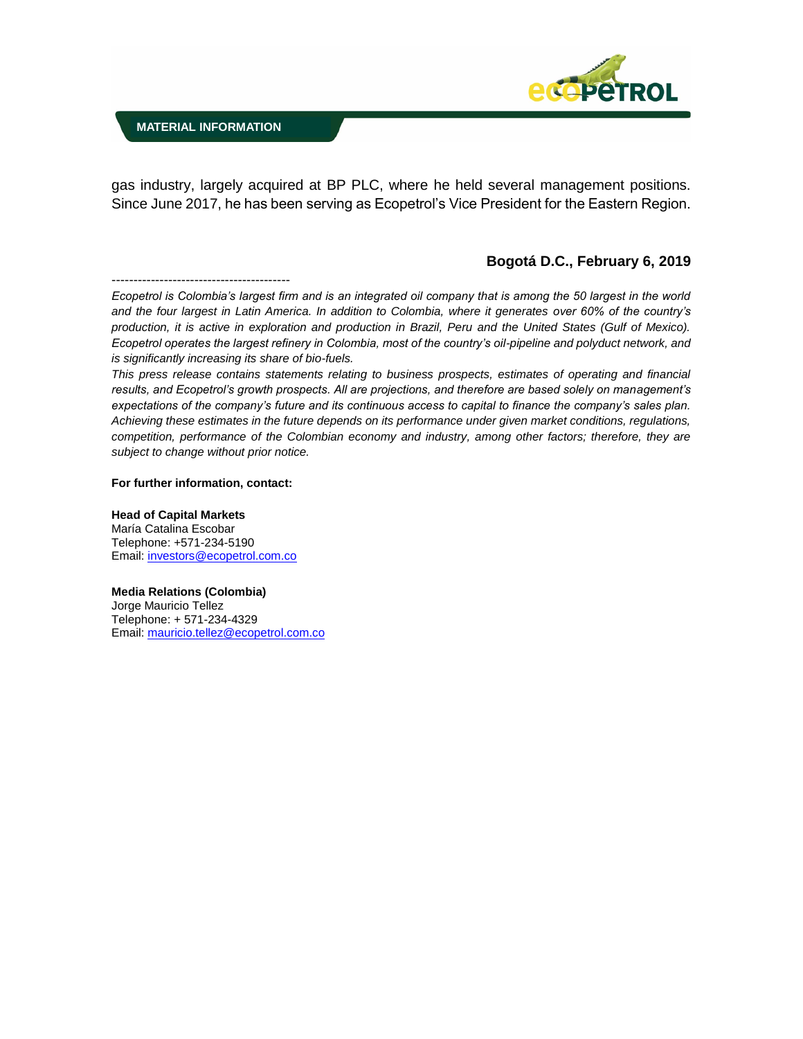gas industry, largely acquired at BP PLC, where he held several management positions. Since June 2017, he has been serving as Ecopetrol's Vice President for the Eastern Region.

**Bogotá D.C., February 6, 2019**

-----------------------------------------

*Ecopetrol is Colombia's largest firm and is an integrated oil company that is among the 50 largest in the world and the four largest in Latin America. In addition to Colombia, where it generates over 60% of the country's production, it is active in exploration and production in Brazil, Peru and the United States (Gulf of Mexico). Ecopetrol operates the largest refinery in Colombia, most of the country's oil-pipeline and polyduct network, and is significantly increasing its share of bio-fuels.*

*This press release contains statements relating to business prospects, estimates of operating and financial results, and Ecopetrol's growth prospects. All are projections, and therefore are based solely on management's expectations of the company's future and its continuous access to capital to finance the company's sales plan. Achieving these estimates in the future depends on its performance under given market conditions, regulations, competition, performance of the Colombian economy and industry, among other factors; therefore, they are subject to change without prior notice.*

**For further information, contact:**

**Head of Capital Markets**
María Catalina Escobar
Telephone: +571-234-5190
Email: investors@ecopetrol.com.co

**Media Relations (Colombia)**
Jorge Mauricio Tellez
Telephone: + 571-234-4329
Email: mauricio.tellez@ecopetrol.com.co